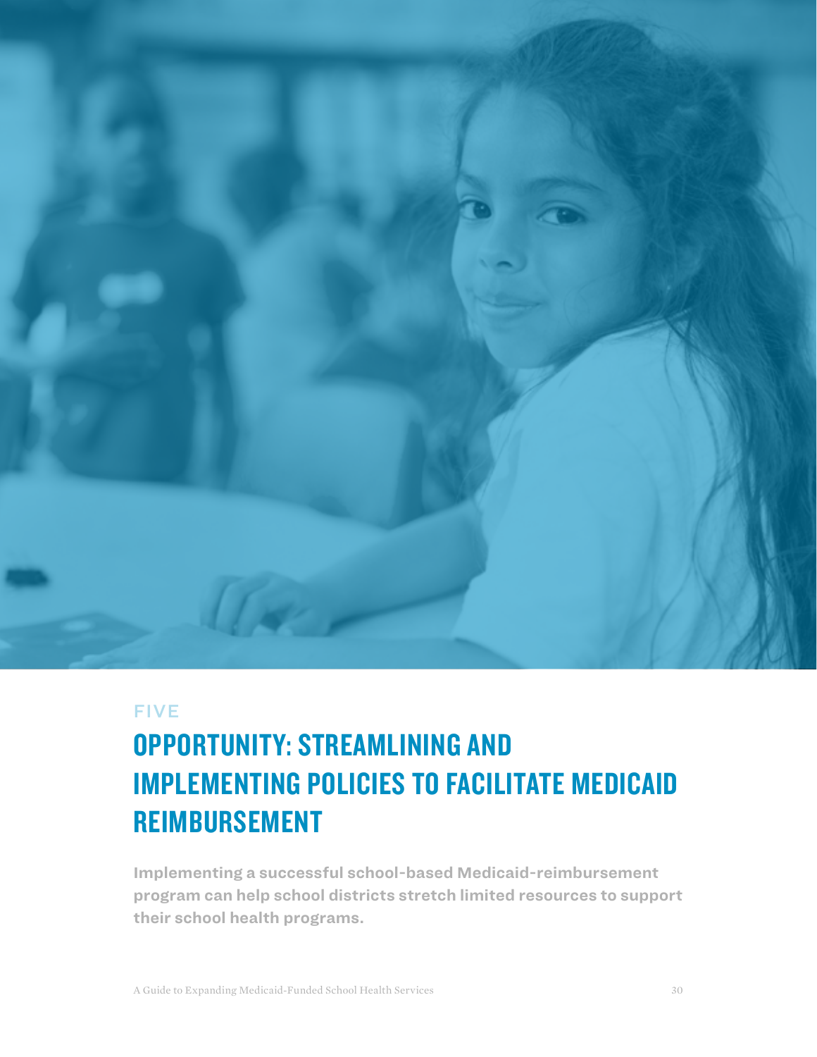FIVE

# OPPORTUNITY: STREAMLINING AND IMPLEMENTING POLICIES TO FACILITATE MEDICAID REIMBURSEMENT

**Implementing a successful school-based Medicaid-reimbursement program can help school districts stretch limited resources to support their school health programs.**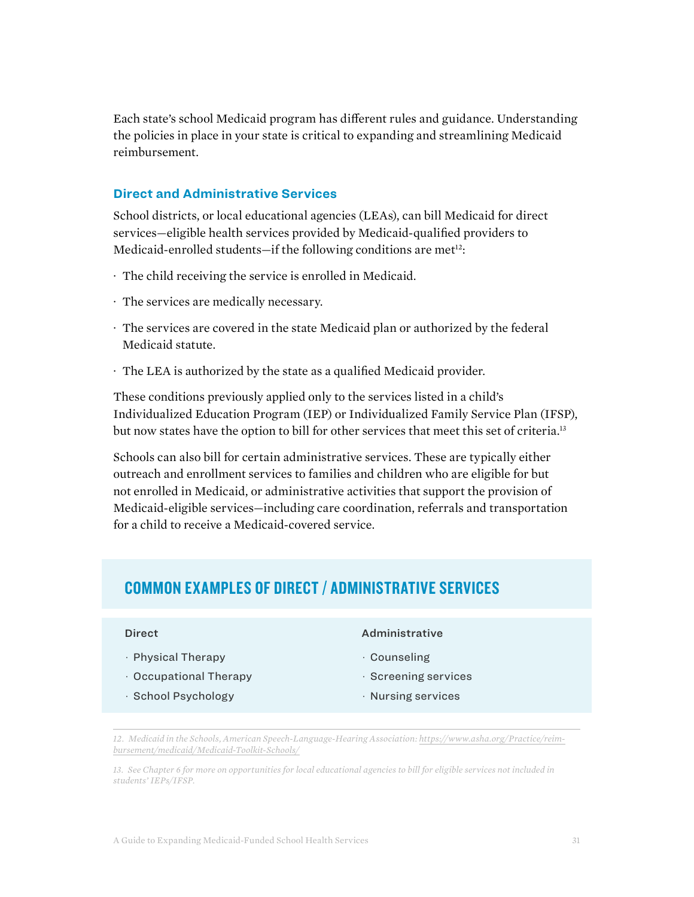Each state's school Medicaid program has different rules and guidance. Understanding the policies in place in your state is critical to expanding and streamlining Medicaid reimbursement.

### Direct and Administrative Services

School districts, or local educational agencies (LEAs), can bill Medicaid for direct services—eligible health services provided by Medicaid-qualified providers to Medicaid-enrolled students—if the following conditions are met[12]:

- The child receiving the service is enrolled in Medicaid.
- The services are medically necessary.
- The services are covered in the state Medicaid plan or authorized by the federal Medicaid statute.
- The LEA is authorized by the state as a qualified Medicaid provider.

These conditions previously applied only to the services listed in a child's Individualized Education Program (IEP) or Individualized Family Service Plan (IFSP), but now states have the option to bill for other services that meet this set of criteria.[13]

Schools can also bill for certain administrative services. These are typically either outreach and enrollment services to families and children who are eligible for but not enrolled in Medicaid, or administrative activities that support the provision of Medicaid-eligible services—including care coordination, referrals and transportation for a child to receive a Medicaid-covered service.

## COMMON EXAMPLES OF DIRECT / ADMINISTRATIVE SERVICES

| Direct | Administrative |
| --- | --- |
| Physical Therapy | Counseling |
| Occupational Therapy | Screening services |
| School Psychology | Nursing services |

12. *Medicaid in the Schools, American Speech-Language-Hearing Association:* https://www.asha.org/Practice/reimbursement/medicaid/Medicaid-Toolkit-Schools/

13. *See Chapter 6 for more on opportunities for local educational agencies to bill for eligible services not included in students' IEPs/IFSP.*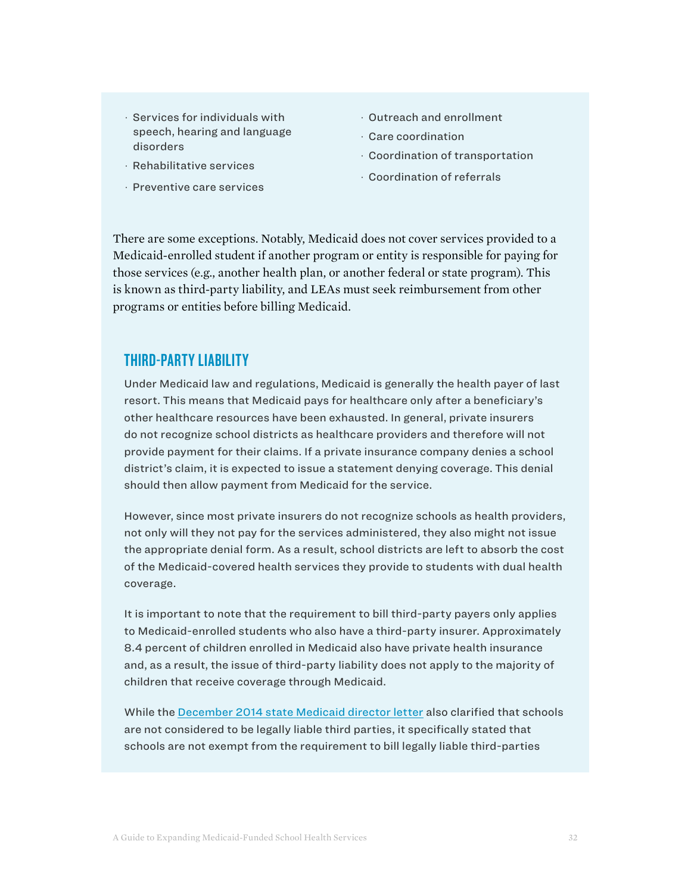- Services for individuals with speech, hearing and language disorders
- Rehabilitative services
- Preventive care services
- Outreach and enrollment
- Care coordination
- Coordination of transportation
- Coordination of referrals

There are some exceptions. Notably, Medicaid does not cover services provided to a Medicaid-enrolled student if another program or entity is responsible for paying for those services (e.g., another health plan, or another federal or state program). This is known as third-party liability, and LEAs must seek reimbursement from other programs or entities before billing Medicaid.

## THIRD-PARTY LIABILITY

Under Medicaid law and regulations, Medicaid is generally the health payer of last resort. This means that Medicaid pays for healthcare only after a beneficiary's other healthcare resources have been exhausted. In general, private insurers do not recognize school districts as healthcare providers and therefore will not provide payment for their claims. If a private insurance company denies a school district's claim, it is expected to issue a statement denying coverage. This denial should then allow payment from Medicaid for the service.

However, since most private insurers do not recognize schools as health providers, not only will they not pay for the services administered, they also might not issue the appropriate denial form. As a result, school districts are left to absorb the cost of the Medicaid-covered health services they provide to students with dual health coverage.

It is important to note that the requirement to bill third-party payers only applies to Medicaid-enrolled students who also have a third-party insurer. Approximately 8.4 percent of children enrolled in Medicaid also have private health insurance and, as a result, the issue of third-party liability does not apply to the majority of children that receive coverage through Medicaid.

While the December 2014 state Medicaid director letter also clarified that schools are not considered to be legally liable third parties, it specifically stated that schools are not exempt from the requirement to bill legally liable third-parties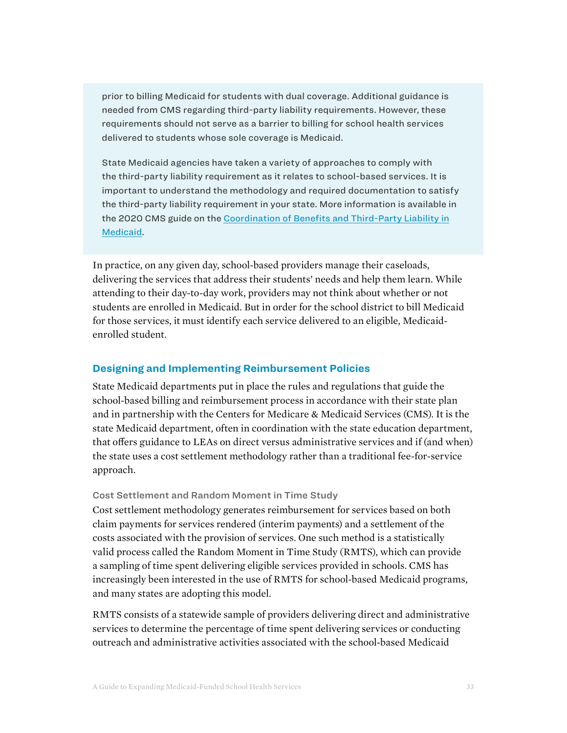prior to billing Medicaid for students with dual coverage. Additional guidance is needed from CMS regarding third-party liability requirements. However, these requirements should not serve as a barrier to billing for school health services delivered to students whose sole coverage is Medicaid.

State Medicaid agencies have taken a variety of approaches to comply with the third-party liability requirement as it relates to school-based services. It is important to understand the methodology and required documentation to satisfy the third-party liability requirement in your state. More information is available in the 2020 CMS guide on the Coordination of Benefits and Third-Party Liability in Medicaid.

In practice, on any given day, school-based providers manage their caseloads, delivering the services that address their students' needs and help them learn. While attending to their day-to-day work, providers may not think about whether or not students are enrolled in Medicaid. But in order for the school district to bill Medicaid for those services, it must identify each service delivered to an eligible, Medicaid-enrolled student.

## Designing and Implementing Reimbursement Policies

State Medicaid departments put in place the rules and regulations that guide the school-based billing and reimbursement process in accordance with their state plan and in partnership with the Centers for Medicare & Medicaid Services (CMS). It is the state Medicaid department, often in coordination with the state education department, that offers guidance to LEAs on direct versus administrative services and if (and when) the state uses a cost settlement methodology rather than a traditional fee-for-service approach.

### Cost Settlement and Random Moment in Time Study

Cost settlement methodology generates reimbursement for services based on both claim payments for services rendered (interim payments) and a settlement of the costs associated with the provision of services. One such method is a statistically valid process called the Random Moment in Time Study (RMTS), which can provide a sampling of time spent delivering eligible services provided in schools. CMS has increasingly been interested in the use of RMTS for school-based Medicaid programs, and many states are adopting this model.

RMTS consists of a statewide sample of providers delivering direct and administrative services to determine the percentage of time spent delivering services or conducting outreach and administrative activities associated with the school-based Medicaid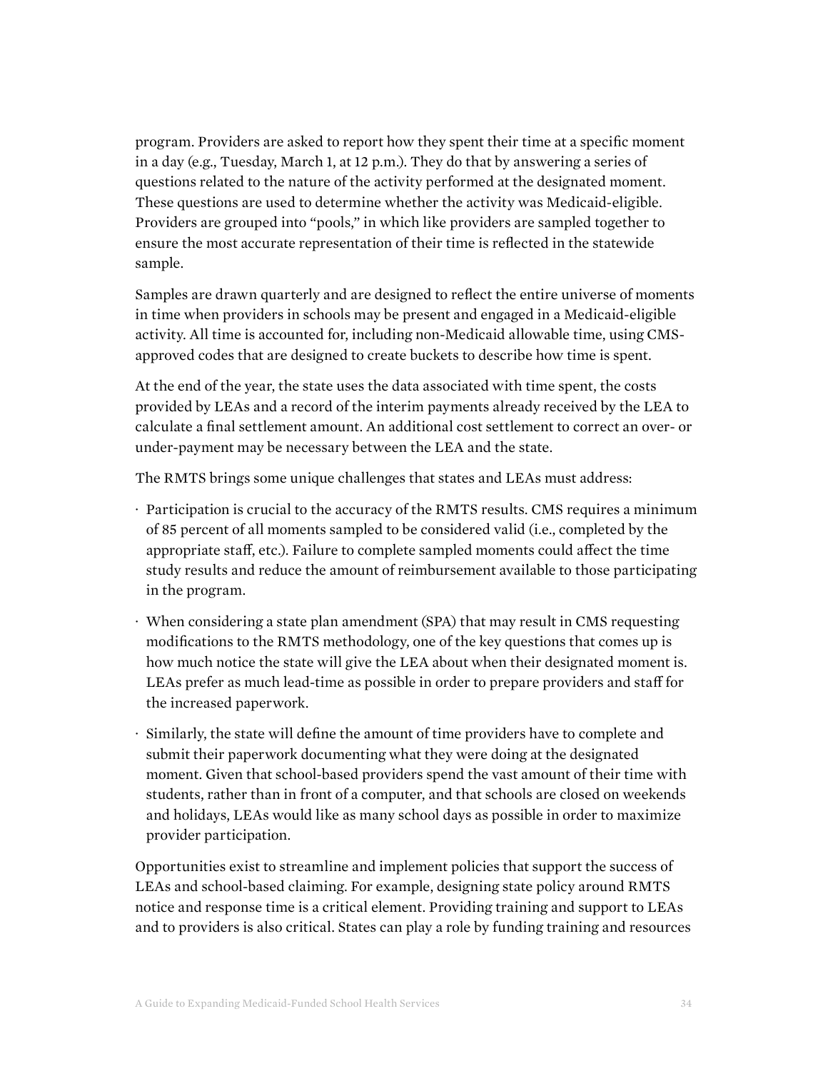program. Providers are asked to report how they spent their time at a specific moment in a day (e.g., Tuesday, March 1, at 12 p.m.). They do that by answering a series of questions related to the nature of the activity performed at the designated moment. These questions are used to determine whether the activity was Medicaid-eligible. Providers are grouped into "pools," in which like providers are sampled together to ensure the most accurate representation of their time is reflected in the statewide sample.

Samples are drawn quarterly and are designed to reflect the entire universe of moments in time when providers in schools may be present and engaged in a Medicaid-eligible activity. All time is accounted for, including non-Medicaid allowable time, using CMS-approved codes that are designed to create buckets to describe how time is spent.

At the end of the year, the state uses the data associated with time spent, the costs provided by LEAs and a record of the interim payments already received by the LEA to calculate a final settlement amount. An additional cost settlement to correct an over- or under-payment may be necessary between the LEA and the state.

The RMTS brings some unique challenges that states and LEAs must address:

- Participation is crucial to the accuracy of the RMTS results. CMS requires a minimum of 85 percent of all moments sampled to be considered valid (i.e., completed by the appropriate staff, etc.). Failure to complete sampled moments could affect the time study results and reduce the amount of reimbursement available to those participating in the program.
- When considering a state plan amendment (SPA) that may result in CMS requesting modifications to the RMTS methodology, one of the key questions that comes up is how much notice the state will give the LEA about when their designated moment is. LEAs prefer as much lead-time as possible in order to prepare providers and staff for the increased paperwork.
- Similarly, the state will define the amount of time providers have to complete and submit their paperwork documenting what they were doing at the designated moment. Given that school-based providers spend the vast amount of their time with students, rather than in front of a computer, and that schools are closed on weekends and holidays, LEAs would like as many school days as possible in order to maximize provider participation.

Opportunities exist to streamline and implement policies that support the success of LEAs and school-based claiming. For example, designing state policy around RMTS notice and response time is a critical element. Providing training and support to LEAs and to providers is also critical. States can play a role by funding training and resources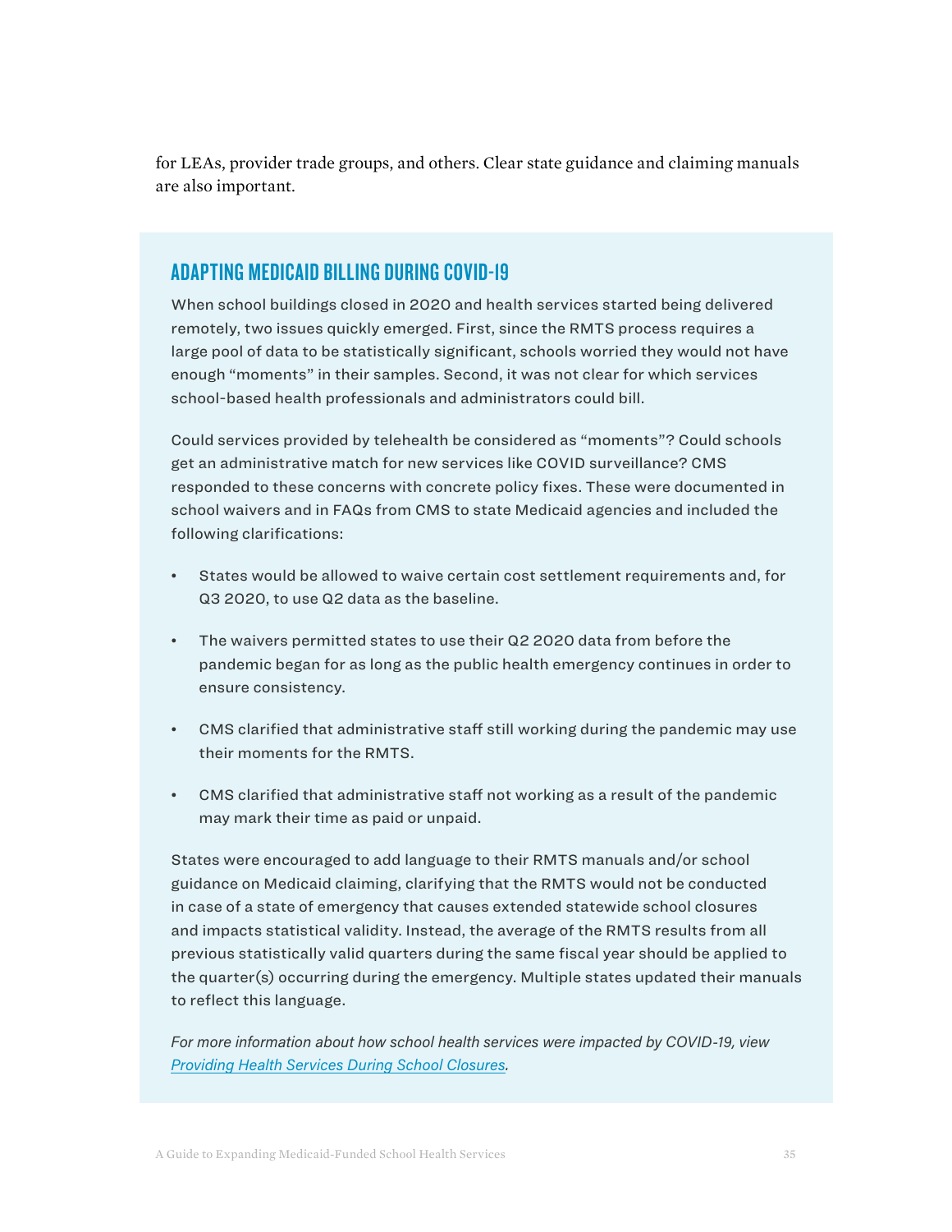for LEAs, provider trade groups, and others. Clear state guidance and claiming manuals are also important.

## ADAPTING MEDICAID BILLING DURING COVID-19

When school buildings closed in 2020 and health services started being delivered remotely, two issues quickly emerged. First, since the RMTS process requires a large pool of data to be statistically significant, schools worried they would not have enough "moments" in their samples. Second, it was not clear for which services school-based health professionals and administrators could bill.

Could services provided by telehealth be considered as "moments"? Could schools get an administrative match for new services like COVID surveillance? CMS responded to these concerns with concrete policy fixes. These were documented in school waivers and in FAQs from CMS to state Medicaid agencies and included the following clarifications:

- States would be allowed to waive certain cost settlement requirements and, for Q3 2020, to use Q2 data as the baseline.
- The waivers permitted states to use their Q2 2020 data from before the pandemic began for as long as the public health emergency continues in order to ensure consistency.
- CMS clarified that administrative staff still working during the pandemic may use their moments for the RMTS.
- CMS clarified that administrative staff not working as a result of the pandemic may mark their time as paid or unpaid.

States were encouraged to add language to their RMTS manuals and/or school guidance on Medicaid claiming, clarifying that the RMTS would not be conducted in case of a state of emergency that causes extended statewide school closures and impacts statistical validity. Instead, the average of the RMTS results from all previous statistically valid quarters during the same fiscal year should be applied to the quarter(s) occurring during the emergency. Multiple states updated their manuals to reflect this language.

*For more information about how school health services were impacted by COVID-19, view [Providing Health Services During School Closures](#).*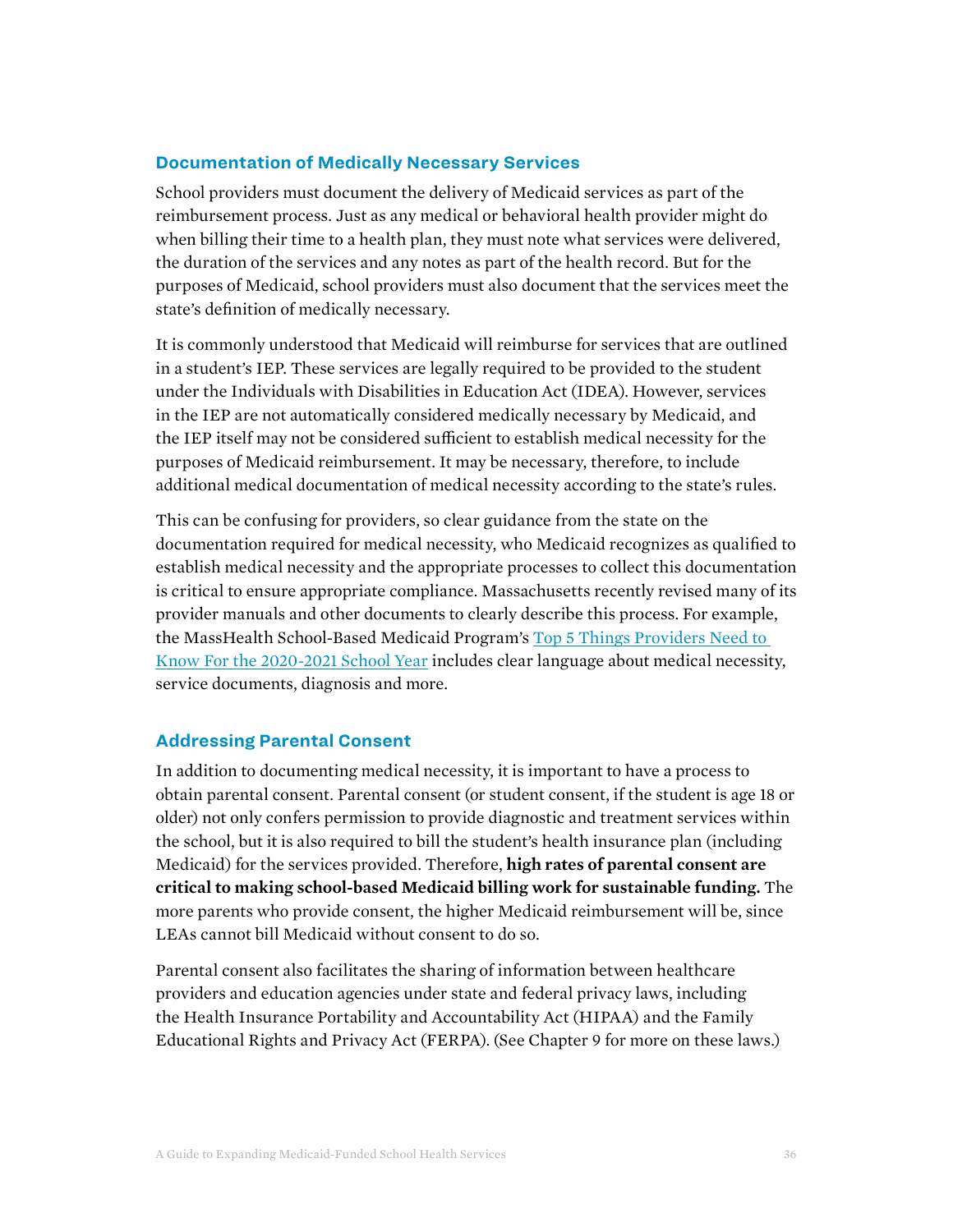### Documentation of Medically Necessary Services

School providers must document the delivery of Medicaid services as part of the reimbursement process. Just as any medical or behavioral health provider might do when billing their time to a health plan, they must note what services were delivered, the duration of the services and any notes as part of the health record. But for the purposes of Medicaid, school providers must also document that the services meet the state's definition of medically necessary.

It is commonly understood that Medicaid will reimburse for services that are outlined in a student's IEP. These services are legally required to be provided to the student under the Individuals with Disabilities in Education Act (IDEA). However, services in the IEP are not automatically considered medically necessary by Medicaid, and the IEP itself may not be considered sufficient to establish medical necessity for the purposes of Medicaid reimbursement. It may be necessary, therefore, to include additional medical documentation of medical necessity according to the state's rules.

This can be confusing for providers, so clear guidance from the state on the documentation required for medical necessity, who Medicaid recognizes as qualified to establish medical necessity and the appropriate processes to collect this documentation is critical to ensure appropriate compliance. Massachusetts recently revised many of its provider manuals and other documents to clearly describe this process. For example, the MassHealth School-Based Medicaid Program's Top 5 Things Providers Need to Know For the 2020-2021 School Year includes clear language about medical necessity, service documents, diagnosis and more.

### Addressing Parental Consent

In addition to documenting medical necessity, it is important to have a process to obtain parental consent. Parental consent (or student consent, if the student is age 18 or older) not only confers permission to provide diagnostic and treatment services within the school, but it is also required to bill the student's health insurance plan (including Medicaid) for the services provided. Therefore, **high rates of parental consent are critical to making school-based Medicaid billing work for sustainable funding.** The more parents who provide consent, the higher Medicaid reimbursement will be, since LEAs cannot bill Medicaid without consent to do so.

Parental consent also facilitates the sharing of information between healthcare providers and education agencies under state and federal privacy laws, including the Health Insurance Portability and Accountability Act (HIPAA) and the Family Educational Rights and Privacy Act (FERPA). (See Chapter 9 for more on these laws.)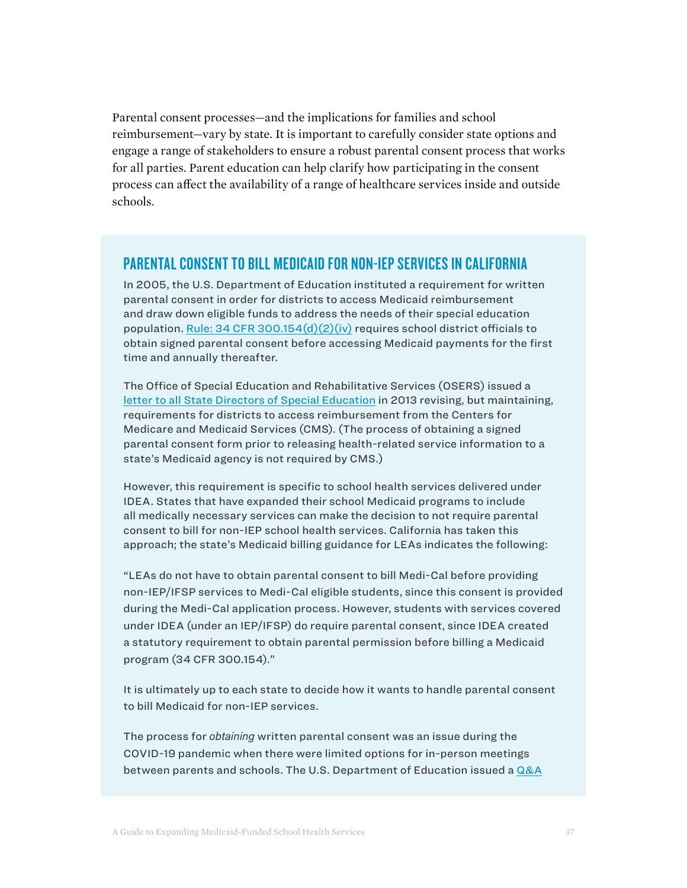Parental consent processes—and the implications for families and school reimbursement—vary by state. It is important to carefully consider state options and engage a range of stakeholders to ensure a robust parental consent process that works for all parties. Parent education can help clarify how participating in the consent process can affect the availability of a range of healthcare services inside and outside schools.

## PARENTAL CONSENT TO BILL MEDICAID FOR NON-IEP SERVICES IN CALIFORNIA

In 2005, the U.S. Department of Education instituted a requirement for written parental consent in order for districts to access Medicaid reimbursement and draw down eligible funds to address the needs of their special education population. Rule: 34 CFR 300.154(d)(2)(iv) requires school district officials to obtain signed parental consent before accessing Medicaid payments for the first time and annually thereafter.

The Office of Special Education and Rehabilitative Services (OSERS) issued a letter to all State Directors of Special Education in 2013 revising, but maintaining, requirements for districts to access reimbursement from the Centers for Medicare and Medicaid Services (CMS). (The process of obtaining a signed parental consent form prior to releasing health-related service information to a state's Medicaid agency is not required by CMS.)

However, this requirement is specific to school health services delivered under IDEA. States that have expanded their school Medicaid programs to include all medically necessary services can make the decision to not require parental consent to bill for non-IEP school health services. California has taken this approach; the state's Medicaid billing guidance for LEAs indicates the following:

"LEAs do not have to obtain parental consent to bill Medi-Cal before providing non-IEP/IFSP services to Medi-Cal eligible students, since this consent is provided during the Medi-Cal application process. However, students with services covered under IDEA (under an IEP/IFSP) do require parental consent, since IDEA created a statutory requirement to obtain parental permission before billing a Medicaid program (34 CFR 300.154)."

It is ultimately up to each state to decide how it wants to handle parental consent to bill Medicaid for non-IEP services.

The process for *obtaining* written parental consent was an issue during the COVID-19 pandemic when there were limited options for in-person meetings between parents and schools. The U.S. Department of Education issued a Q&A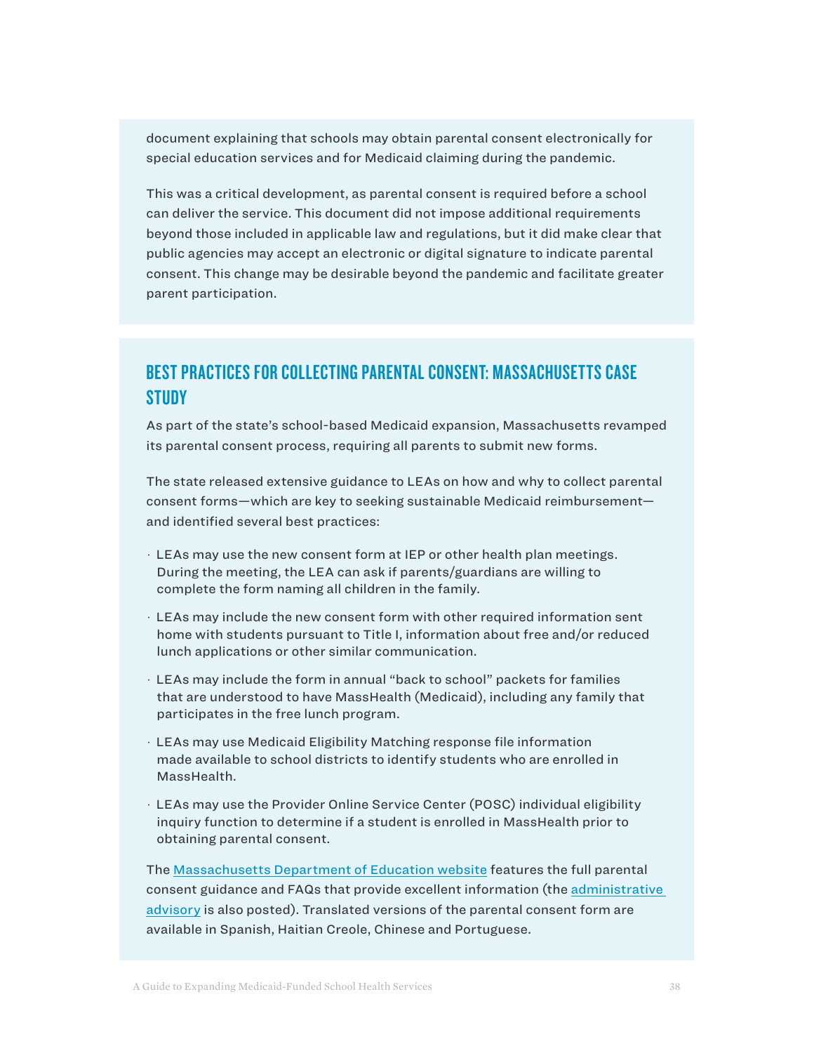document explaining that schools may obtain parental consent electronically for special education services and for Medicaid claiming during the pandemic.

This was a critical development, as parental consent is required before a school can deliver the service. This document did not impose additional requirements beyond those included in applicable law and regulations, but it did make clear that public agencies may accept an electronic or digital signature to indicate parental consent. This change may be desirable beyond the pandemic and facilitate greater parent participation.

## BEST PRACTICES FOR COLLECTING PARENTAL CONSENT: MASSACHUSETTS CASE STUDY

As part of the state's school-based Medicaid expansion, Massachusetts revamped its parental consent process, requiring all parents to submit new forms.

The state released extensive guidance to LEAs on how and why to collect parental consent forms—which are key to seeking sustainable Medicaid reimbursement—and identified several best practices:

- LEAs may use the new consent form at IEP or other health plan meetings. During the meeting, the LEA can ask if parents/guardians are willing to complete the form naming all children in the family.
- LEAs may include the new consent form with other required information sent home with students pursuant to Title I, information about free and/or reduced lunch applications or other similar communication.
- LEAs may include the form in annual "back to school" packets for families that are understood to have MassHealth (Medicaid), including any family that participates in the free lunch program.
- LEAs may use Medicaid Eligibility Matching response file information made available to school districts to identify students who are enrolled in MassHealth.
- LEAs may use the Provider Online Service Center (POSC) individual eligibility inquiry function to determine if a student is enrolled in MassHealth prior to obtaining parental consent.

The Massachusetts Department of Education website features the full parental consent guidance and FAQs that provide excellent information (the administrative advisory is also posted). Translated versions of the parental consent form are available in Spanish, Haitian Creole, Chinese and Portuguese.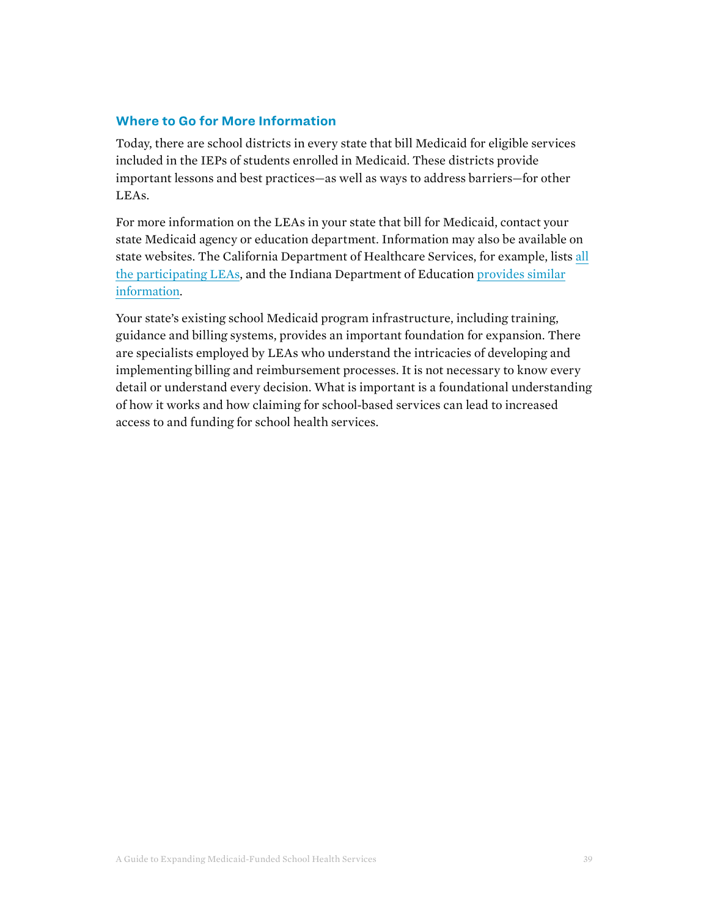### Where to Go for More Information

Today, there are school districts in every state that bill Medicaid for eligible services included in the IEPs of students enrolled in Medicaid. These districts provide important lessons and best practices—as well as ways to address barriers—for other LEAs.

For more information on the LEAs in your state that bill for Medicaid, contact your state Medicaid agency or education department. Information may also be available on state websites. The California Department of Healthcare Services, for example, lists all the participating LEAs, and the Indiana Department of Education provides similar information.

Your state's existing school Medicaid program infrastructure, including training, guidance and billing systems, provides an important foundation for expansion. There are specialists employed by LEAs who understand the intricacies of developing and implementing billing and reimbursement processes. It is not necessary to know every detail or understand every decision. What is important is a foundational understanding of how it works and how claiming for school-based services can lead to increased access to and funding for school health services.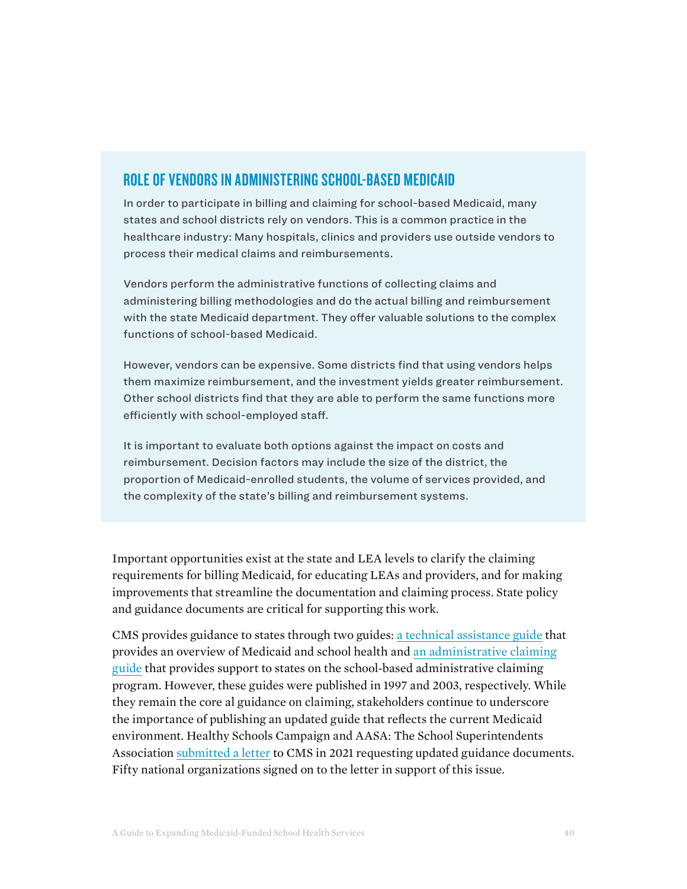## ROLE OF VENDORS IN ADMINISTERING SCHOOL-BASED MEDICAID

In order to participate in billing and claiming for school-based Medicaid, many states and school districts rely on vendors. This is a common practice in the healthcare industry: Many hospitals, clinics and providers use outside vendors to process their medical claims and reimbursements.

Vendors perform the administrative functions of collecting claims and administering billing methodologies and do the actual billing and reimbursement with the state Medicaid department. They offer valuable solutions to the complex functions of school-based Medicaid.

However, vendors can be expensive. Some districts find that using vendors helps them maximize reimbursement, and the investment yields greater reimbursement. Other school districts find that they are able to perform the same functions more efficiently with school-employed staff.

It is important to evaluate both options against the impact on costs and reimbursement. Decision factors may include the size of the district, the proportion of Medicaid-enrolled students, the volume of services provided, and the complexity of the state's billing and reimbursement systems.

Important opportunities exist at the state and LEA levels to clarify the claiming requirements for billing Medicaid, for educating LEAs and providers, and for making improvements that streamline the documentation and claiming process. State policy and guidance documents are critical for supporting this work.

CMS provides guidance to states through two guides: a technical assistance guide that provides an overview of Medicaid and school health and an administrative claiming guide that provides support to states on the school-based administrative claiming program. However, these guides were published in 1997 and 2003, respectively. While they remain the core al guidance on claiming, stakeholders continue to underscore the importance of publishing an updated guide that reflects the current Medicaid environment. Healthy Schools Campaign and AASA: The School Superintendents Association submitted a letter to CMS in 2021 requesting updated guidance documents. Fifty national organizations signed on to the letter in support of this issue.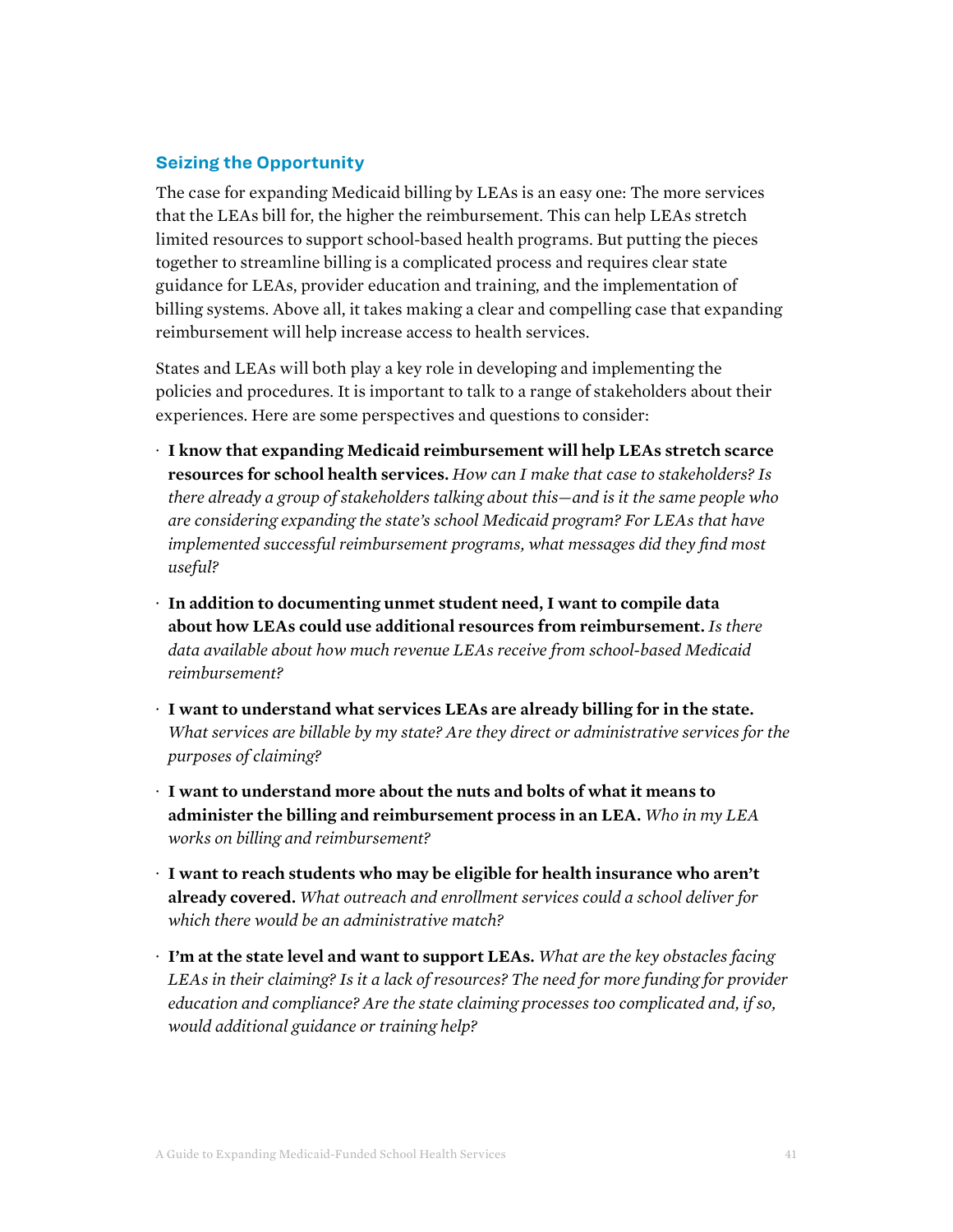## Seizing the Opportunity

The case for expanding Medicaid billing by LEAs is an easy one: The more services that the LEAs bill for, the higher the reimbursement. This can help LEAs stretch limited resources to support school-based health programs. But putting the pieces together to streamline billing is a complicated process and requires clear state guidance for LEAs, provider education and training, and the implementation of billing systems. Above all, it takes making a clear and compelling case that expanding reimbursement will help increase access to health services.

States and LEAs will both play a key role in developing and implementing the policies and procedures. It is important to talk to a range of stakeholders about their experiences. Here are some perspectives and questions to consider:

- **I know that expanding Medicaid reimbursement will help LEAs stretch scarce resources for school health services.** *How can I make that case to stakeholders? Is there already a group of stakeholders talking about this—and is it the same people who are considering expanding the state's school Medicaid program? For LEAs that have implemented successful reimbursement programs, what messages did they find most useful?*
- **In addition to documenting unmet student need, I want to compile data about how LEAs could use additional resources from reimbursement.** *Is there data available about how much revenue LEAs receive from school-based Medicaid reimbursement?*
- **I want to understand what services LEAs are already billing for in the state.** *What services are billable by my state? Are they direct or administrative services for the purposes of claiming?*
- **I want to understand more about the nuts and bolts of what it means to administer the billing and reimbursement process in an LEA.** *Who in my LEA works on billing and reimbursement?*
- **I want to reach students who may be eligible for health insurance who aren't already covered.** *What outreach and enrollment services could a school deliver for which there would be an administrative match?*
- **I'm at the state level and want to support LEAs.** *What are the key obstacles facing LEAs in their claiming? Is it a lack of resources? The need for more funding for provider education and compliance? Are the state claiming processes too complicated and, if so, would additional guidance or training help?*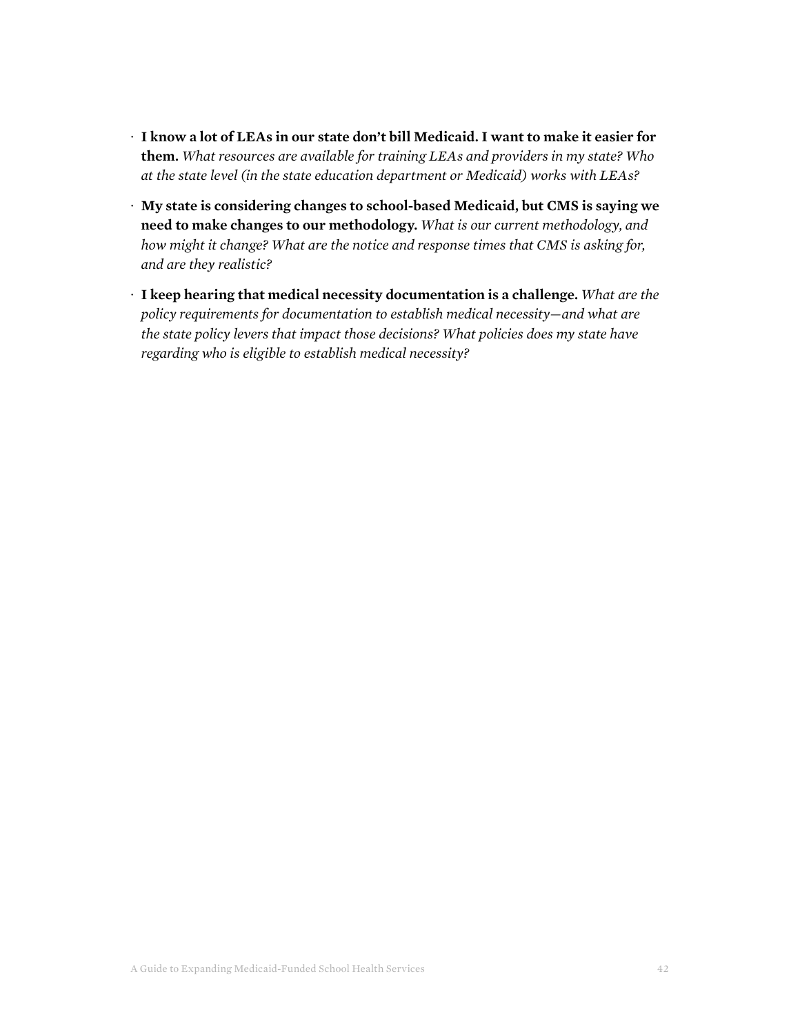- **I know a lot of LEAs in our state don't bill Medicaid. I want to make it easier for them.** *What resources are available for training LEAs and providers in my state? Who at the state level (in the state education department or Medicaid) works with LEAs?*
- **My state is considering changes to school-based Medicaid, but CMS is saying we need to make changes to our methodology.** *What is our current methodology, and how might it change? What are the notice and response times that CMS is asking for, and are they realistic?*
- **I keep hearing that medical necessity documentation is a challenge.** *What are the policy requirements for documentation to establish medical necessity—and what are the state policy levers that impact those decisions? What policies does my state have regarding who is eligible to establish medical necessity?*